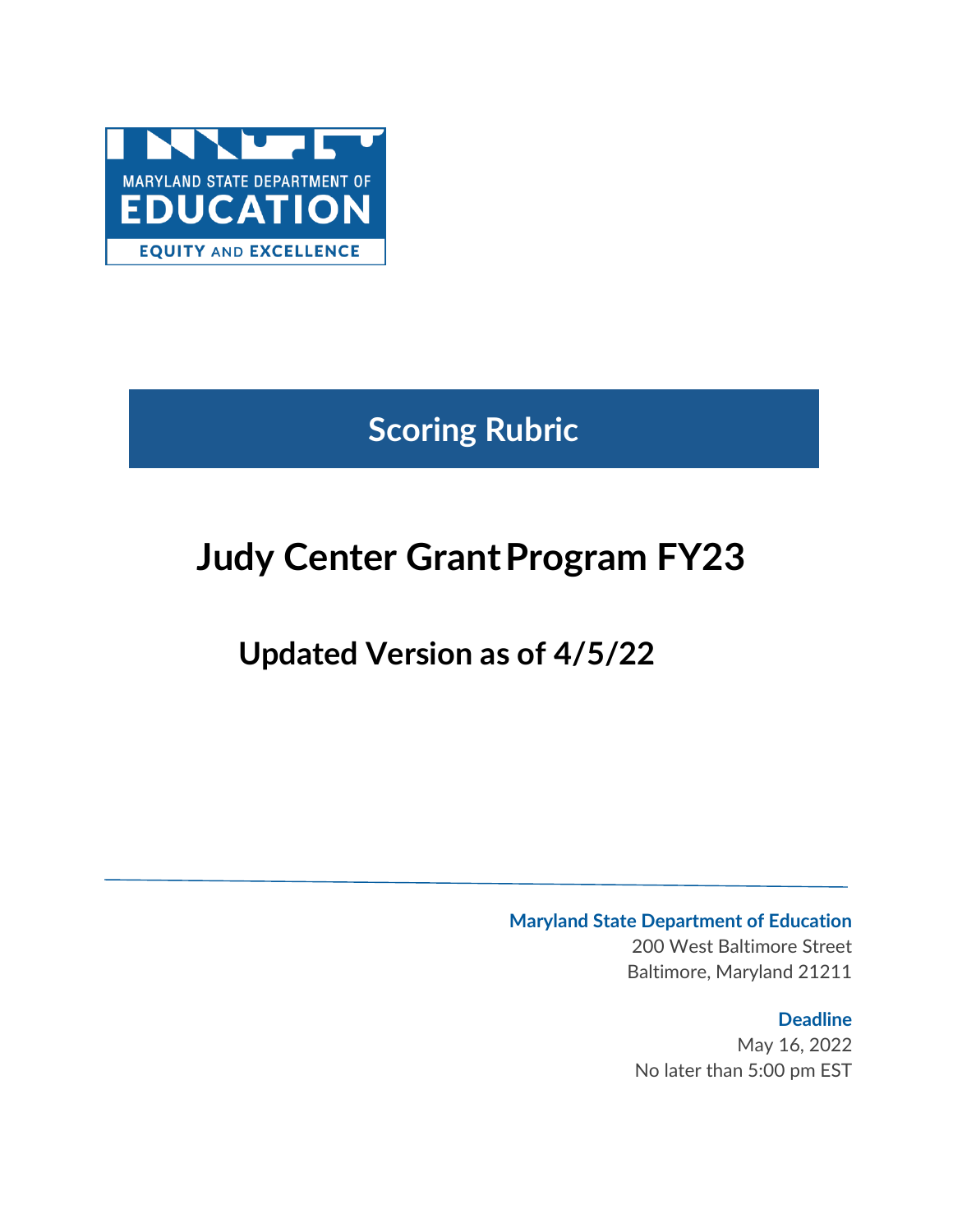MARYLAND STATE DEPARTMENT OF

EDUCATION

EQUITY AND EXCELLENCE

# Scoring Rubric

# Judy Center Grant Program FY23

## Updated Version as of 4/5/22

**Maryland State Department of Education**
200 West Baltimore Street
Baltimore, Maryland 21211

**Deadline**
May 16, 2022
No later than 5:00 pm EST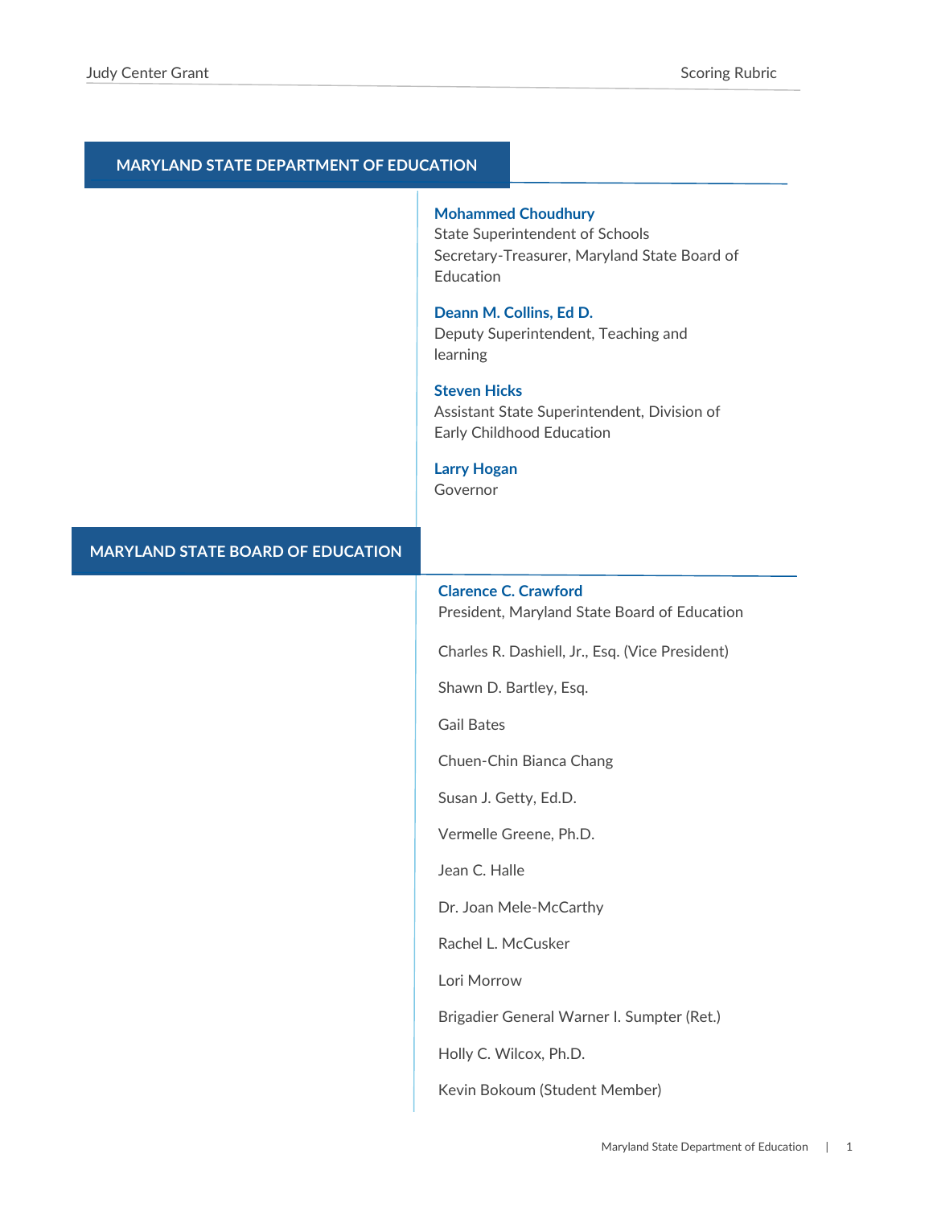## MARYLAND STATE DEPARTMENT OF EDUCATION

**Mohammed Choudhury**
State Superintendent of Schools
Secretary-Treasurer, Maryland State Board of Education

**Deann M. Collins, Ed D.**
Deputy Superintendent, Teaching and learning

**Steven Hicks**
Assistant State Superintendent, Division of Early Childhood Education

**Larry Hogan**
Governor

## MARYLAND STATE BOARD OF EDUCATION

**Clarence C. Crawford**
President, Maryland State Board of Education

Charles R. Dashiell, Jr., Esq. (Vice President)

Shawn D. Bartley, Esq.

Gail Bates

Chuen-Chin Bianca Chang

Susan J. Getty, Ed.D.

Vermelle Greene, Ph.D.

Jean C. Halle

Dr. Joan Mele-McCarthy

Rachel L. McCusker

Lori Morrow

Brigadier General Warner I. Sumpter (Ret.)

Holly C. Wilcox, Ph.D.

Kevin Bokoum (Student Member)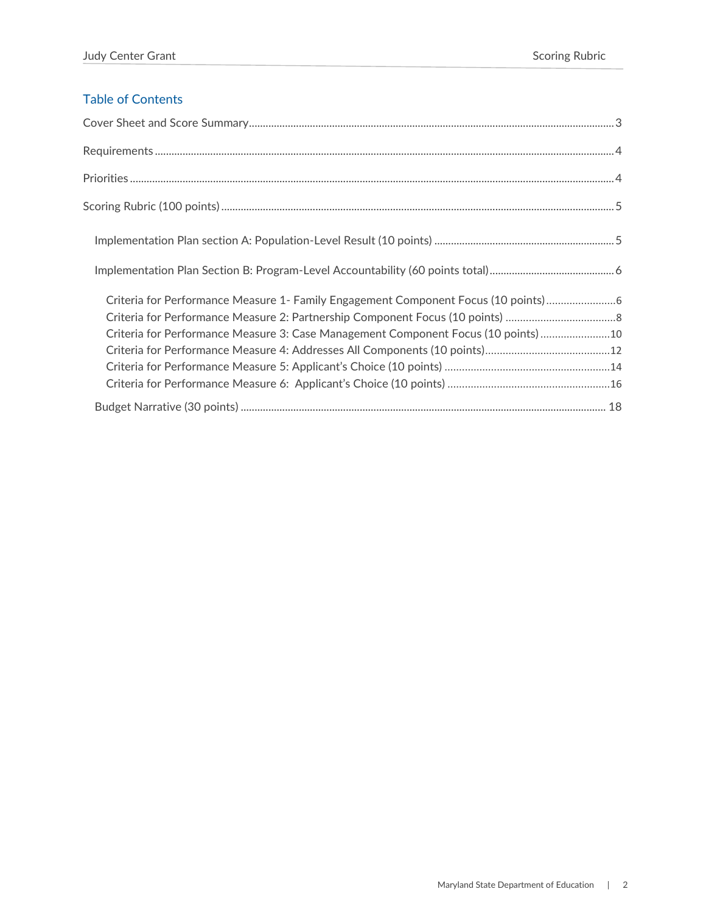## Table of Contents

Cover Sheet and Score Summary ..... 3

Requirements ..... 4

Priorities ..... 4

Scoring Rubric (100 points) ..... 5

- Implementation Plan section A: Population-Level Result (10 points) ..... 5
- Implementation Plan Section B: Program-Level Accountability (60 points total) ..... 6
  - Criteria for Performance Measure 1- Family Engagement Component Focus (10 points) ..... 6
  - Criteria for Performance Measure 2: Partnership Component Focus (10 points) ..... 8
  - Criteria for Performance Measure 3: Case Management Component Focus (10 points) ..... 10
  - Criteria for Performance Measure 4: Addresses All Components (10 points) ..... 12
  - Criteria for Performance Measure 5: Applicant's Choice (10 points) ..... 14
  - Criteria for Performance Measure 6: Applicant's Choice (10 points) ..... 16
- Budget Narrative (30 points) ..... 18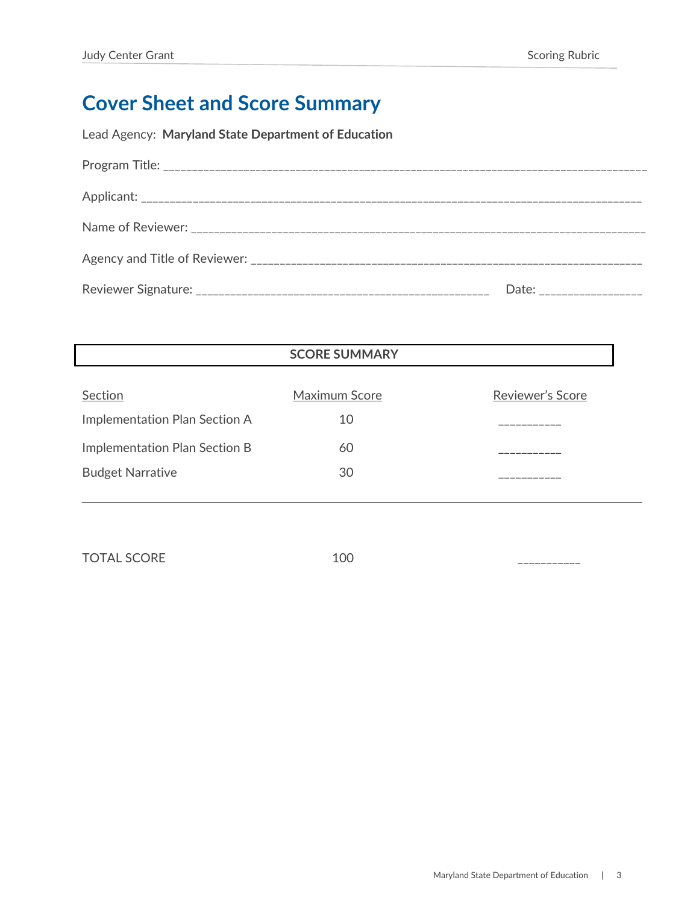# Cover Sheet and Score Summary

Lead Agency: **Maryland State Department of Education**

Program Title: ___________________________________________________________________________________

Applicant: ______________________________________________________________________________________

Name of Reviewer: _______________________________________________________________________________

Agency and Title of Reviewer: ______________________________________________________________________

Reviewer Signature: ________________________________________________ Date: ________________

**SCORE SUMMARY**

| Section | Maximum Score | Reviewer's Score |
|---|---|---|
| Implementation Plan Section A | 10 | __________ |
| Implementation Plan Section B | 60 | __________ |
| Budget Narrative | 30 | __________ |
| TOTAL SCORE | 100 | __________ |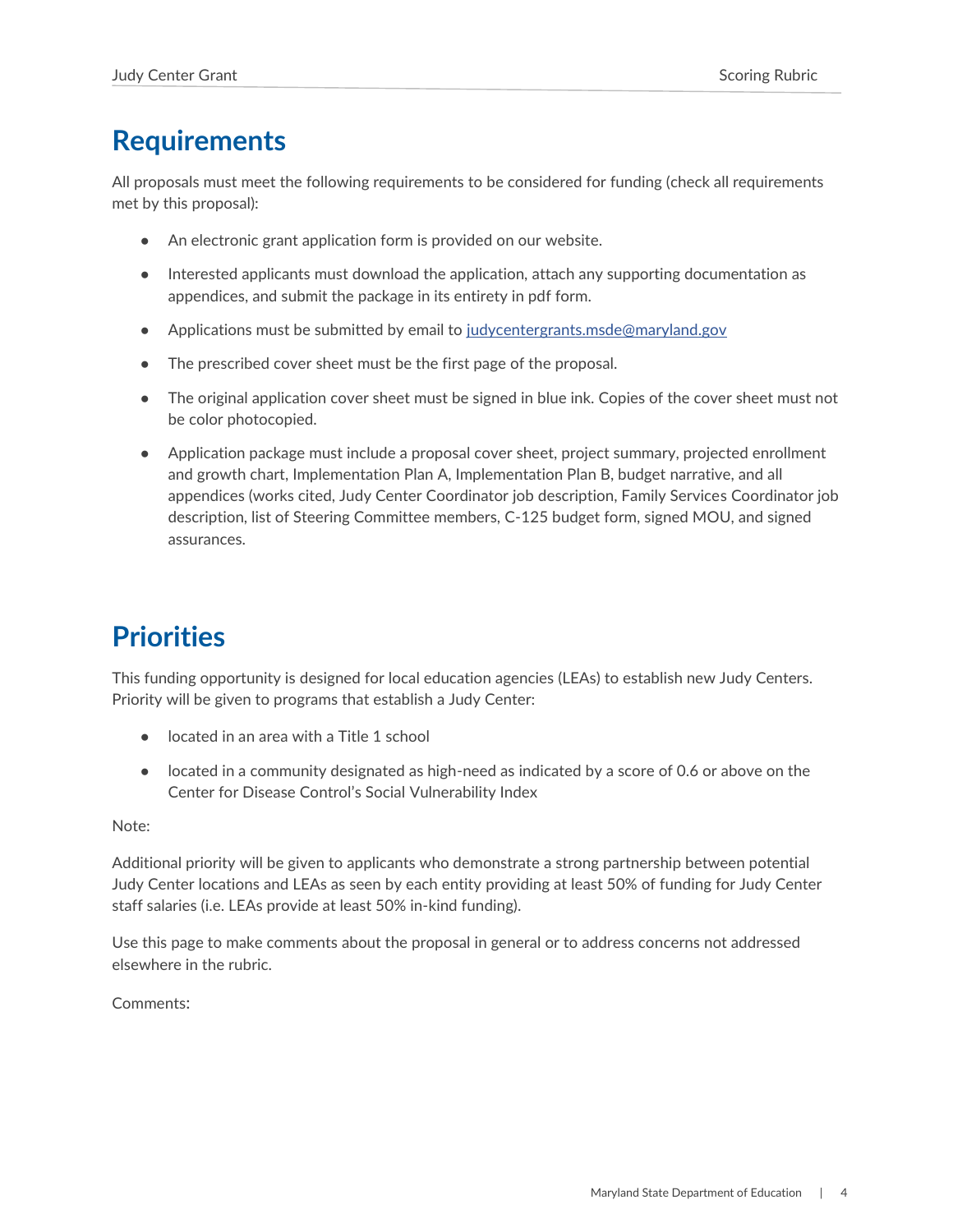## Requirements

All proposals must meet the following requirements to be considered for funding (check all requirements met by this proposal):

- An electronic grant application form is provided on our website.
- Interested applicants must download the application, attach any supporting documentation as appendices, and submit the package in its entirety in pdf form.
- Applications must be submitted by email to [judycentergrants.msde@maryland.gov](mailto:judycentergrants.msde@maryland.gov)
- The prescribed cover sheet must be the first page of the proposal.
- The original application cover sheet must be signed in blue ink. Copies of the cover sheet must not be color photocopied.
- Application package must include a proposal cover sheet, project summary, projected enrollment and growth chart, Implementation Plan A, Implementation Plan B, budget narrative, and all appendices (works cited, Judy Center Coordinator job description, Family Services Coordinator job description, list of Steering Committee members, C-125 budget form, signed MOU, and signed assurances.

## Priorities

This funding opportunity is designed for local education agencies (LEAs) to establish new Judy Centers. Priority will be given to programs that establish a Judy Center:

- located in an area with a Title 1 school
- located in a community designated as high-need as indicated by a score of 0.6 or above on the Center for Disease Control's Social Vulnerability Index

Note:

Additional priority will be given to applicants who demonstrate a strong partnership between potential Judy Center locations and LEAs as seen by each entity providing at least 50% of funding for Judy Center staff salaries (i.e. LEAs provide at least 50% in-kind funding).

Use this page to make comments about the proposal in general or to address concerns not addressed elsewhere in the rubric.

Comments: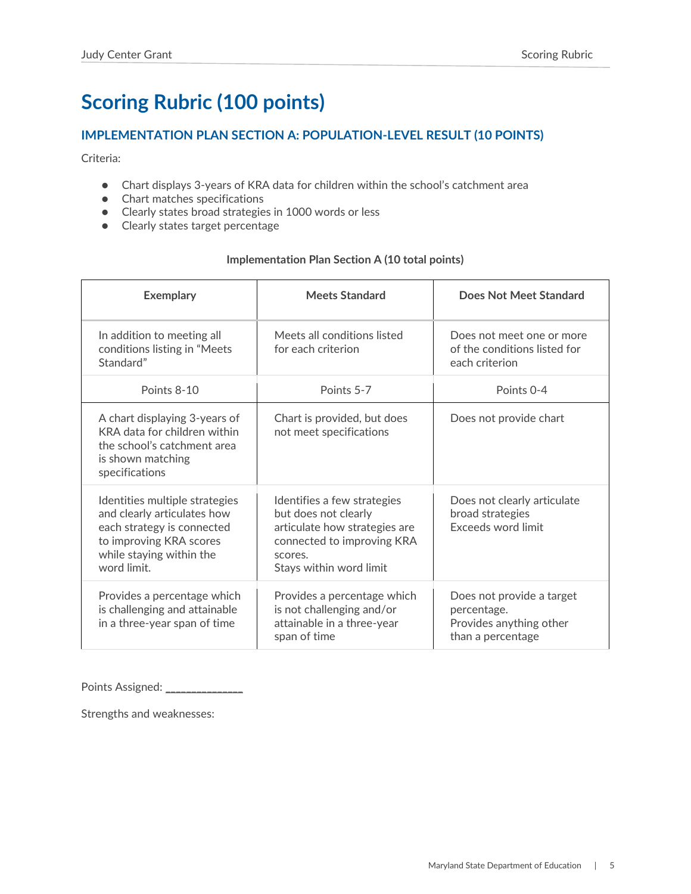# Scoring Rubric (100 points)

## IMPLEMENTATION PLAN SECTION A: POPULATION-LEVEL RESULT (10 POINTS)

Criteria:

- Chart displays 3-years of KRA data for children within the school's catchment area
- Chart matches specifications
- Clearly states broad strategies in 1000 words or less
- Clearly states target percentage

**Implementation Plan Section A (10 total points)**

| Exemplary | Meets Standard | Does Not Meet Standard |
|---|---|---|
| In addition to meeting all conditions listing in "Meets Standard" | Meets all conditions listed for each criterion | Does not meet one or more of the conditions listed for each criterion |
| Points 8-10 | Points 5-7 | Points 0-4 |
| A chart displaying 3-years of KRA data for children within the school's catchment area is shown matching specifications | Chart is provided, but does not meet specifications | Does not provide chart |
| Identities multiple strategies and clearly articulates how each strategy is connected to improving KRA scores while staying within the word limit. | Identifies a few strategies but does not clearly articulate how strategies are connected to improving KRA scores.<br>Stays within word limit | Does not clearly articulate broad strategies<br>Exceeds word limit |
| Provides a percentage which is challenging and attainable in a three-year span of time | Provides a percentage which is not challenging and/or attainable in a three-year span of time | Does not provide a target percentage.<br>Provides anything other than a percentage |

Points Assigned: ______________

Strengths and weaknesses: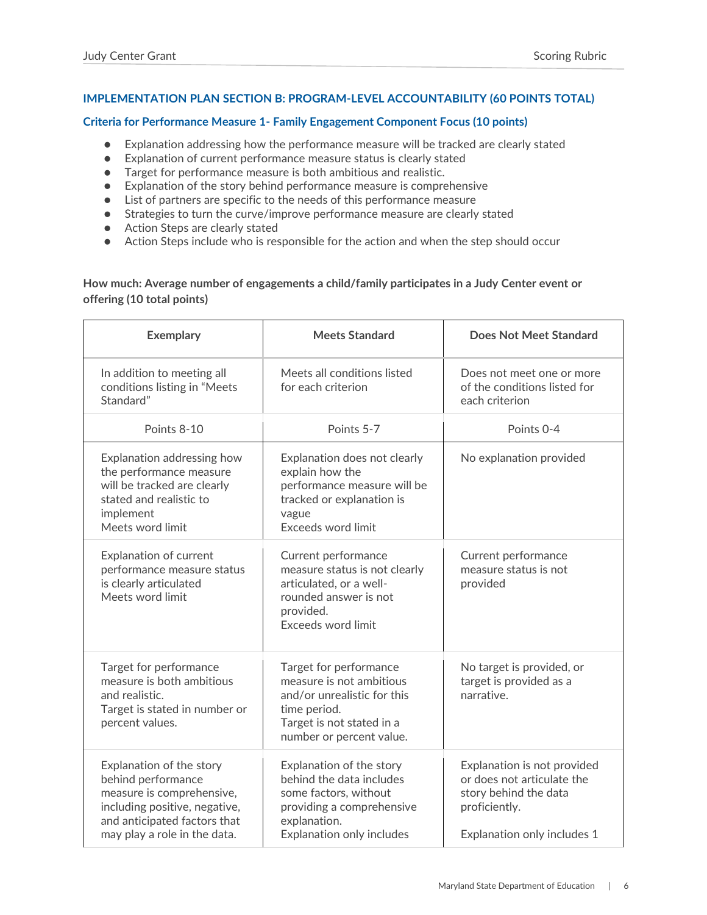## IMPLEMENTATION PLAN SECTION B: PROGRAM-LEVEL ACCOUNTABILITY (60 POINTS TOTAL)

### Criteria for Performance Measure 1- Family Engagement Component Focus (10 points)

- Explanation addressing how the performance measure will be tracked are clearly stated
- Explanation of current performance measure status is clearly stated
- Target for performance measure is both ambitious and realistic.
- Explanation of the story behind performance measure is comprehensive
- List of partners are specific to the needs of this performance measure
- Strategies to turn the curve/improve performance measure are clearly stated
- Action Steps are clearly stated
- Action Steps include who is responsible for the action and when the step should occur

**How much: Average number of engagements a child/family participates in a Judy Center event or offering (10 total points)**

| Exemplary | Meets Standard | Does Not Meet Standard |
|---|---|---|
| In addition to meeting all conditions listing in "Meets Standard" | Meets all conditions listed for each criterion | Does not meet one or more of the conditions listed for each criterion |
| Points 8-10 | Points 5-7 | Points 0-4 |
| Explanation addressing how the performance measure will be tracked are clearly stated and realistic to implement<br>Meets word limit | Explanation does not clearly explain how the performance measure will be tracked or explanation is vague<br>Exceeds word limit | No explanation provided |
| Explanation of current performance measure status is clearly articulated<br>Meets word limit | Current performance measure status is not clearly articulated, or a well-rounded answer is not provided.<br>Exceeds word limit | Current performance measure status is not provided |
| Target for performance measure is both ambitious and realistic.<br>Target is stated in number or percent values. | Target for performance measure is not ambitious and/or unrealistic for this time period.<br>Target is not stated in a number or percent value. | No target is provided, or target is provided as a narrative. |
| Explanation of the story behind performance measure is comprehensive, including positive, negative, and anticipated factors that may play a role in the data. | Explanation of the story behind the data includes some factors, without providing a comprehensive explanation.<br>Explanation only includes | Explanation is not provided or does not articulate the story behind the data proficiently.<br><br>Explanation only includes 1 |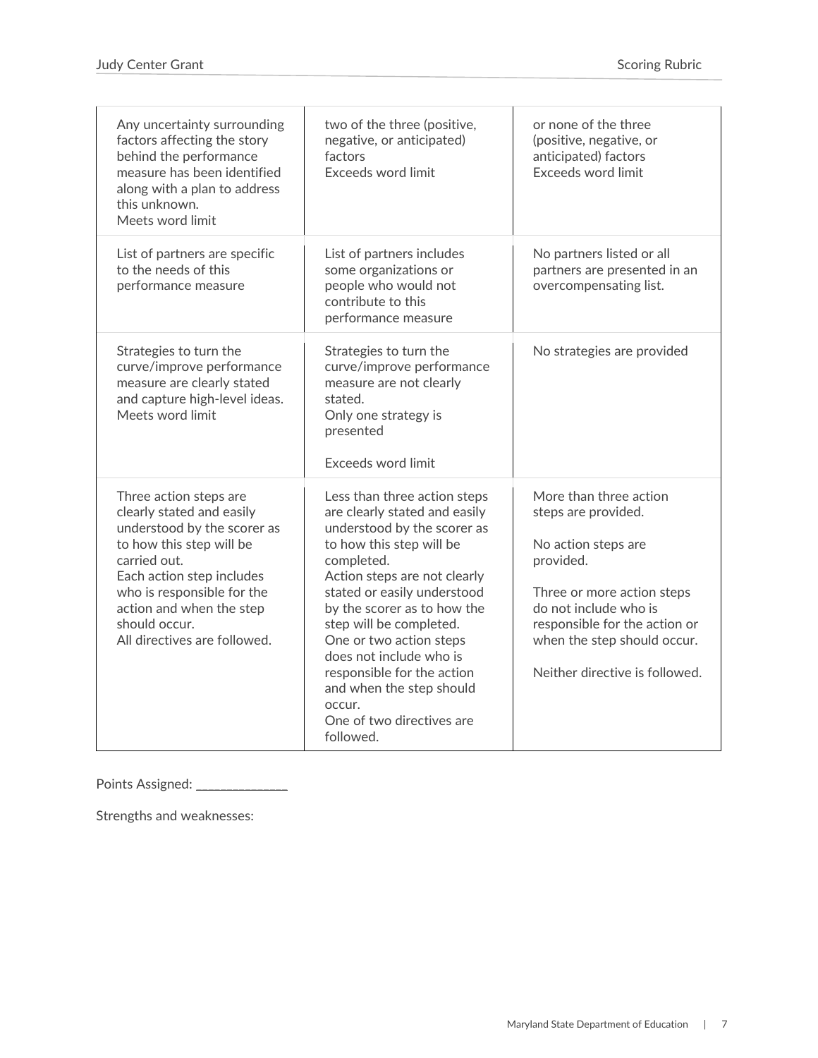| | | |
|---|---|---|
| Any uncertainty surrounding factors affecting the story behind the performance measure has been identified along with a plan to address this unknown.<br>Meets word limit | two of the three (positive, negative, or anticipated) factors<br>Exceeds word limit | or none of the three (positive, negative, or anticipated) factors<br>Exceeds word limit |
| List of partners are specific to the needs of this performance measure | List of partners includes some organizations or people who would not contribute to this performance measure | No partners listed or all partners are presented in an overcompensating list. |
| Strategies to turn the curve/improve performance measure are clearly stated and capture high-level ideas.<br>Meets word limit | Strategies to turn the curve/improve performance measure are not clearly stated.<br>Only one strategy is presented<br><br>Exceeds word limit | No strategies are provided |
| Three action steps are clearly stated and easily understood by the scorer as to how this step will be carried out.<br>Each action step includes who is responsible for the action and when the step should occur.<br>All directives are followed. | Less than three action steps are clearly stated and easily understood by the scorer as to how this step will be completed.<br>Action steps are not clearly stated or easily understood by the scorer as to how the step will be completed.<br>One or two action steps does not include who is responsible for the action and when the step should occur.<br>One of two directives are followed. | More than three action steps are provided.<br><br>No action steps are provided.<br><br>Three or more action steps do not include who is responsible for the action or when the step should occur.<br><br>Neither directive is followed. |

Points Assigned: _____________

Strengths and weaknesses: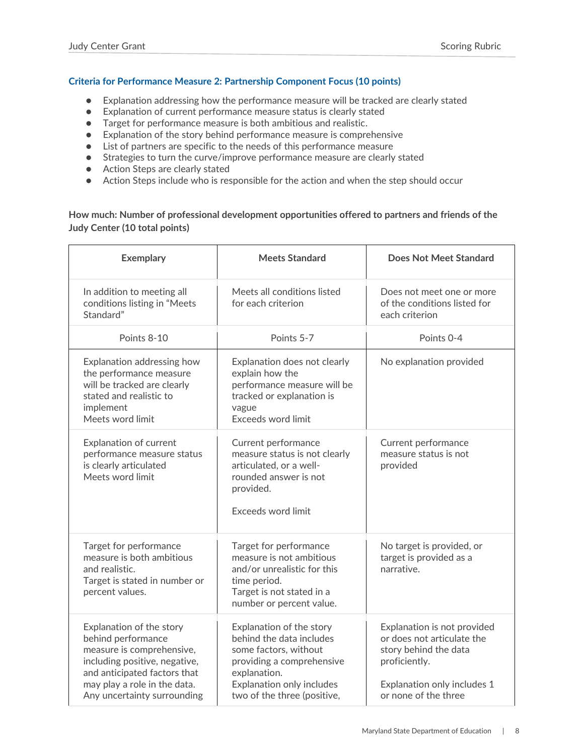### Criteria for Performance Measure 2: Partnership Component Focus (10 points)

- Explanation addressing how the performance measure will be tracked are clearly stated
- Explanation of current performance measure status is clearly stated
- Target for performance measure is both ambitious and realistic.
- Explanation of the story behind performance measure is comprehensive
- List of partners are specific to the needs of this performance measure
- Strategies to turn the curve/improve performance measure are clearly stated
- Action Steps are clearly stated
- Action Steps include who is responsible for the action and when the step should occur

**How much: Number of professional development opportunities offered to partners and friends of the Judy Center (10 total points)**

| Exemplary | Meets Standard | Does Not Meet Standard |
|---|---|---|
| In addition to meeting all conditions listing in "Meets Standard" | Meets all conditions listed for each criterion | Does not meet one or more of the conditions listed for each criterion |
| Points 8-10 | Points 5-7 | Points 0-4 |
| Explanation addressing how the performance measure will be tracked are clearly stated and realistic to implement<br>Meets word limit | Explanation does not clearly explain how the performance measure will be tracked or explanation is vague<br>Exceeds word limit | No explanation provided |
| Explanation of current performance measure status is clearly articulated<br>Meets word limit | Current performance measure status is not clearly articulated, or a well-rounded answer is not provided.<br><br>Exceeds word limit | Current performance measure status is not provided |
| Target for performance measure is both ambitious and realistic.<br>Target is stated in number or percent values. | Target for performance measure is not ambitious and/or unrealistic for this time period.<br>Target is not stated in a number or percent value. | No target is provided, or target is provided as a narrative. |
| Explanation of the story behind performance measure is comprehensive, including positive, negative, and anticipated factors that may play a role in the data.<br>Any uncertainty surrounding | Explanation of the story behind the data includes some factors, without providing a comprehensive explanation.<br>Explanation only includes two of the three (positive, | Explanation is not provided or does not articulate the story behind the data proficiently.<br><br>Explanation only includes 1 or none of the three |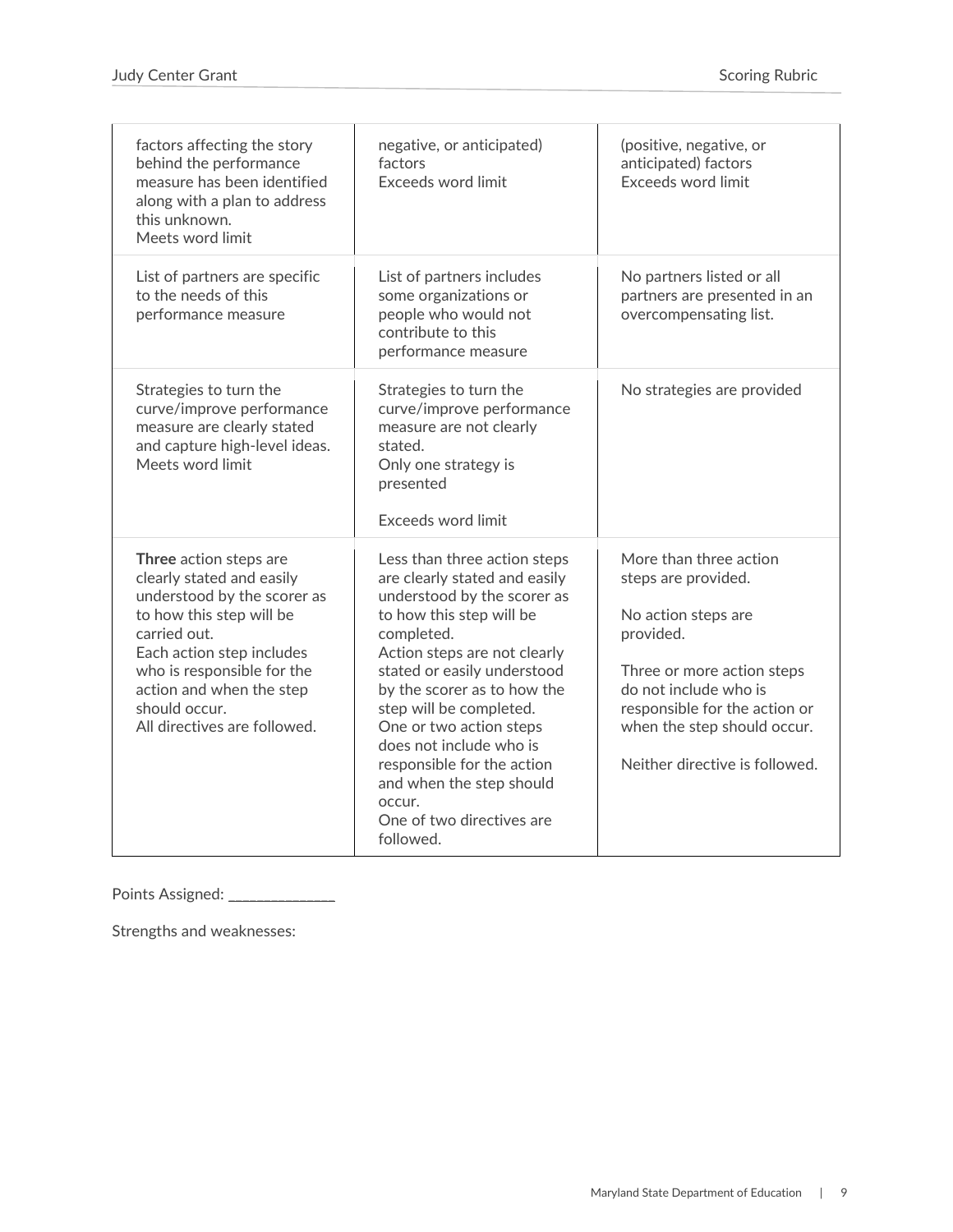| | | |
|---|---|---|
| factors affecting the story behind the performance measure has been identified along with a plan to address this unknown.<br>Meets word limit | negative, or anticipated) factors<br>Exceeds word limit | (positive, negative, or anticipated) factors<br>Exceeds word limit |
| List of partners are specific to the needs of this performance measure | List of partners includes some organizations or people who would not contribute to this performance measure | No partners listed or all partners are presented in an overcompensating list. |
| Strategies to turn the curve/improve performance measure are clearly stated and capture high-level ideas.<br>Meets word limit | Strategies to turn the curve/improve performance measure are not clearly stated.<br>Only one strategy is presented<br><br>Exceeds word limit | No strategies are provided |
| **Three** action steps are clearly stated and easily understood by the scorer as to how this step will be carried out.<br>Each action step includes who is responsible for the action and when the step should occur.<br>All directives are followed. | Less than three action steps are clearly stated and easily understood by the scorer as to how this step will be completed.<br>Action steps are not clearly stated or easily understood by the scorer as to how the step will be completed.<br>One or two action steps does not include who is responsible for the action and when the step should occur.<br>One of two directives are followed. | More than three action steps are provided.<br><br>No action steps are provided.<br><br>Three or more action steps do not include who is responsible for the action or when the step should occur.<br><br>Neither directive is followed. |

Points Assigned: ______________

Strengths and weaknesses: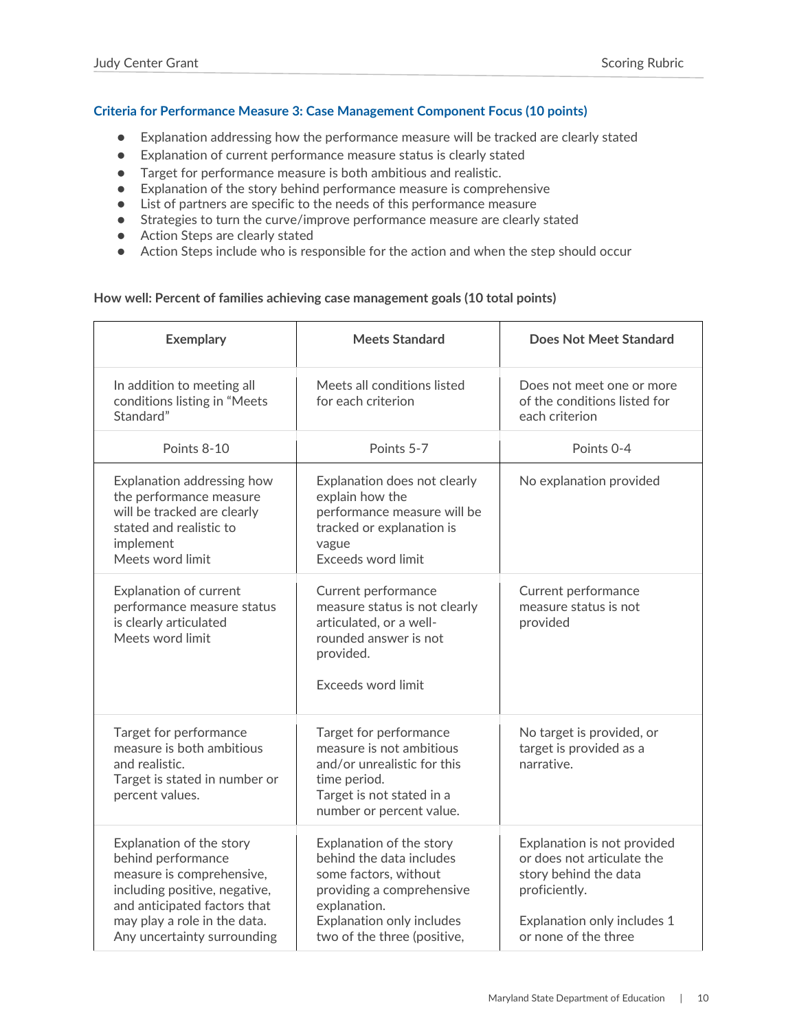### Criteria for Performance Measure 3: Case Management Component Focus (10 points)

- Explanation addressing how the performance measure will be tracked are clearly stated
- Explanation of current performance measure status is clearly stated
- Target for performance measure is both ambitious and realistic.
- Explanation of the story behind performance measure is comprehensive
- List of partners are specific to the needs of this performance measure
- Strategies to turn the curve/improve performance measure are clearly stated
- Action Steps are clearly stated
- Action Steps include who is responsible for the action and when the step should occur

**How well: Percent of families achieving case management goals (10 total points)**

| Exemplary | Meets Standard | Does Not Meet Standard |
|---|---|---|
| In addition to meeting all conditions listing in "Meets Standard" | Meets all conditions listed for each criterion | Does not meet one or more of the conditions listed for each criterion |
| Points 8-10 | Points 5-7 | Points 0-4 |
| Explanation addressing how the performance measure will be tracked are clearly stated and realistic to implement<br>Meets word limit | Explanation does not clearly explain how the performance measure will be tracked or explanation is vague<br>Exceeds word limit | No explanation provided |
| Explanation of current performance measure status is clearly articulated<br>Meets word limit | Current performance measure status is not clearly articulated, or a well-rounded answer is not provided.<br><br>Exceeds word limit | Current performance measure status is not provided |
| Target for performance measure is both ambitious and realistic.<br>Target is stated in number or percent values. | Target for performance measure is not ambitious and/or unrealistic for this time period.<br>Target is not stated in a number or percent value. | No target is provided, or target is provided as a narrative. |
| Explanation of the story behind performance measure is comprehensive, including positive, negative, and anticipated factors that may play a role in the data.<br>Any uncertainty surrounding | Explanation of the story behind the data includes some factors, without providing a comprehensive explanation.<br>Explanation only includes two of the three (positive, | Explanation is not provided or does not articulate the story behind the data proficiently.<br><br>Explanation only includes 1 or none of the three |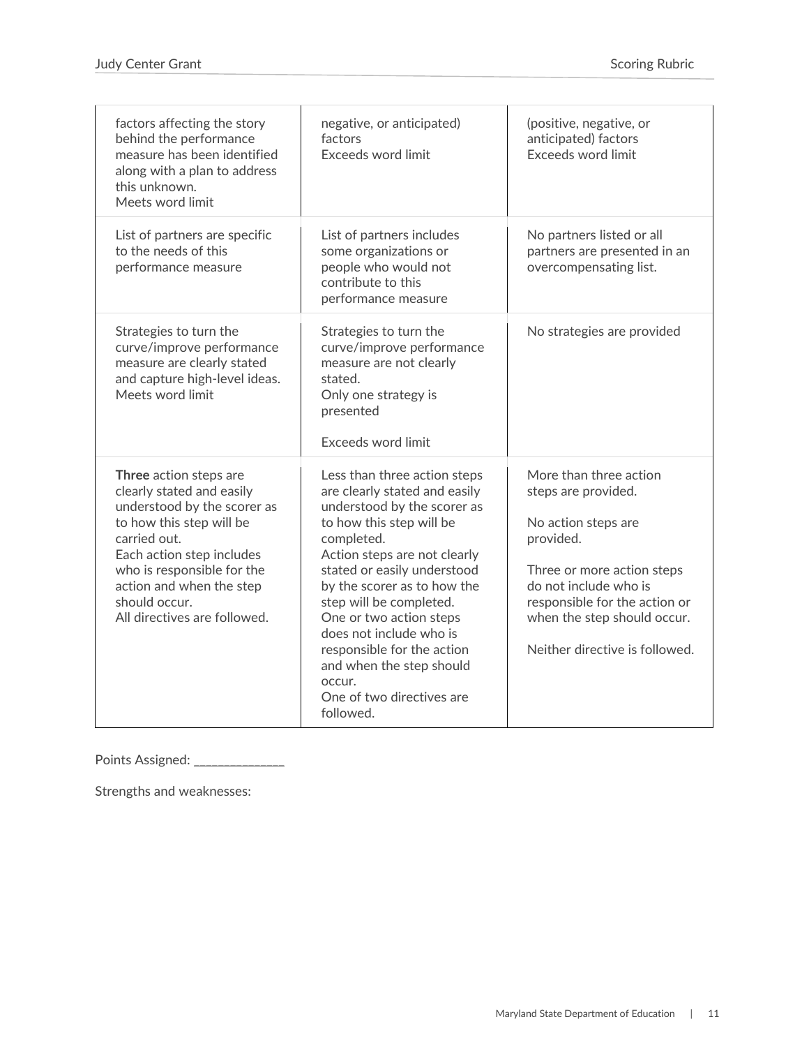| | | |
|---|---|---|
| factors affecting the story behind the performance measure has been identified along with a plan to address this unknown.<br>Meets word limit | negative, or anticipated) factors<br>Exceeds word limit | (positive, negative, or anticipated) factors<br>Exceeds word limit |
| List of partners are specific to the needs of this performance measure | List of partners includes some organizations or people who would not contribute to this performance measure | No partners listed or all partners are presented in an overcompensating list. |
| Strategies to turn the curve/improve performance measure are clearly stated and capture high-level ideas.<br>Meets word limit | Strategies to turn the curve/improve performance measure are not clearly stated.<br>Only one strategy is presented<br><br>Exceeds word limit | No strategies are provided |
| **Three** action steps are clearly stated and easily understood by the scorer as to how this step will be carried out.<br>Each action step includes who is responsible for the action and when the step should occur.<br>All directives are followed. | Less than three action steps are clearly stated and easily understood by the scorer as to how this step will be completed.<br>Action steps are not clearly stated or easily understood by the scorer as to how the step will be completed.<br>One or two action steps does not include who is responsible for the action and when the step should occur.<br>One of two directives are followed. | More than three action steps are provided.<br><br>No action steps are provided.<br><br>Three or more action steps do not include who is responsible for the action or when the step should occur.<br><br>Neither directive is followed. |

Points Assigned: _____________

Strengths and weaknesses: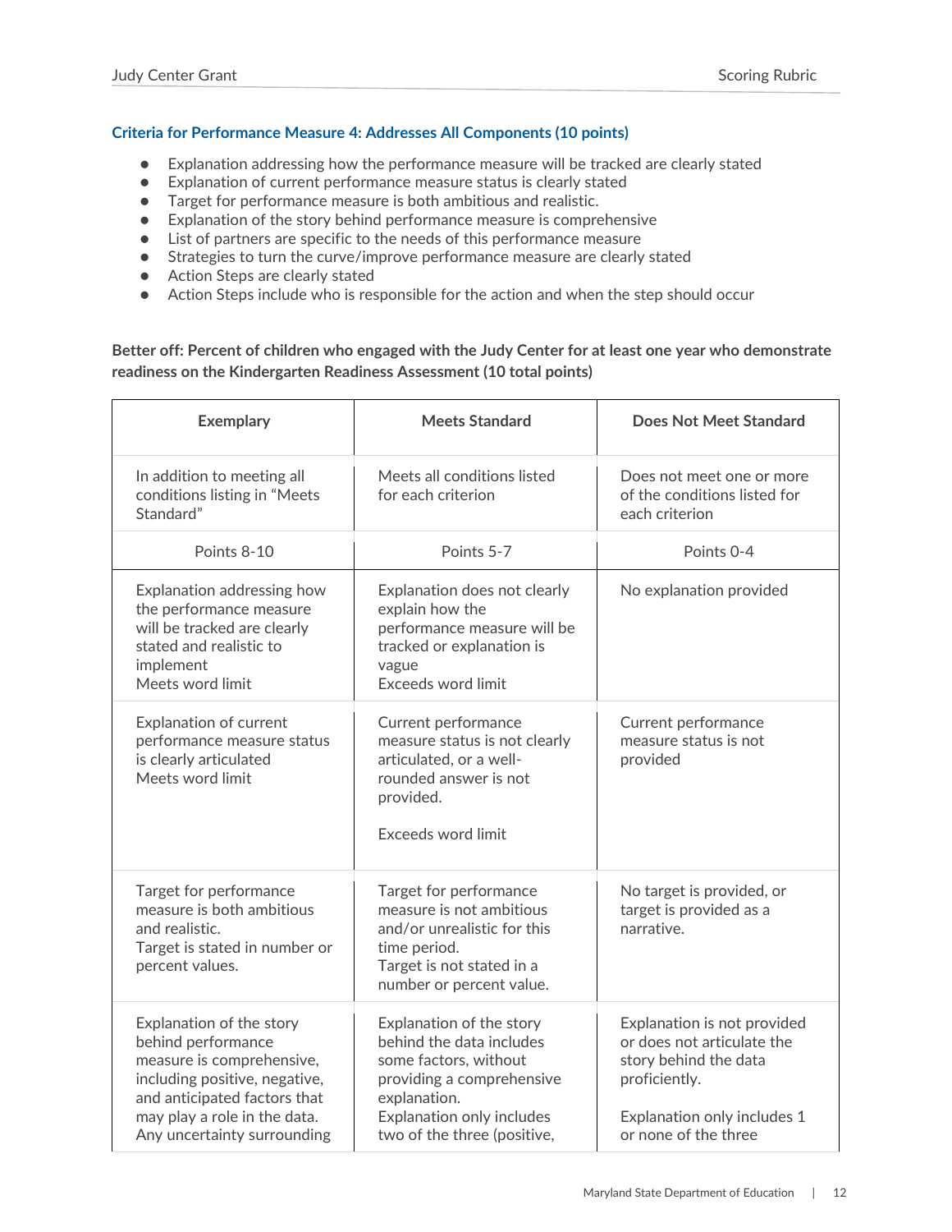### Criteria for Performance Measure 4: Addresses All Components (10 points)

- Explanation addressing how the performance measure will be tracked are clearly stated
- Explanation of current performance measure status is clearly stated
- Target for performance measure is both ambitious and realistic.
- Explanation of the story behind performance measure is comprehensive
- List of partners are specific to the needs of this performance measure
- Strategies to turn the curve/improve performance measure are clearly stated
- Action Steps are clearly stated
- Action Steps include who is responsible for the action and when the step should occur

**Better off: Percent of children who engaged with the Judy Center for at least one year who demonstrate readiness on the Kindergarten Readiness Assessment (10 total points)**

| Exemplary | Meets Standard | Does Not Meet Standard |
|---|---|---|
| In addition to meeting all conditions listing in "Meets Standard" | Meets all conditions listed for each criterion | Does not meet one or more of the conditions listed for each criterion |
| Points 8-10 | Points 5-7 | Points 0-4 |
| Explanation addressing how the performance measure will be tracked are clearly stated and realistic to implement<br>Meets word limit | Explanation does not clearly explain how the performance measure will be tracked or explanation is vague<br>Exceeds word limit | No explanation provided |
| Explanation of current performance measure status is clearly articulated<br>Meets word limit | Current performance measure status is not clearly articulated, or a well-rounded answer is not provided.<br><br>Exceeds word limit | Current performance measure status is not provided |
| Target for performance measure is both ambitious and realistic.<br>Target is stated in number or percent values. | Target for performance measure is not ambitious and/or unrealistic for this time period.<br>Target is not stated in a number or percent value. | No target is provided, or target is provided as a narrative. |
| Explanation of the story behind performance measure is comprehensive, including positive, negative, and anticipated factors that may play a role in the data.<br>Any uncertainty surrounding | Explanation of the story behind the data includes some factors, without providing a comprehensive explanation.<br>Explanation only includes two of the three (positive, | Explanation is not provided or does not articulate the story behind the data proficiently.<br><br>Explanation only includes 1 or none of the three |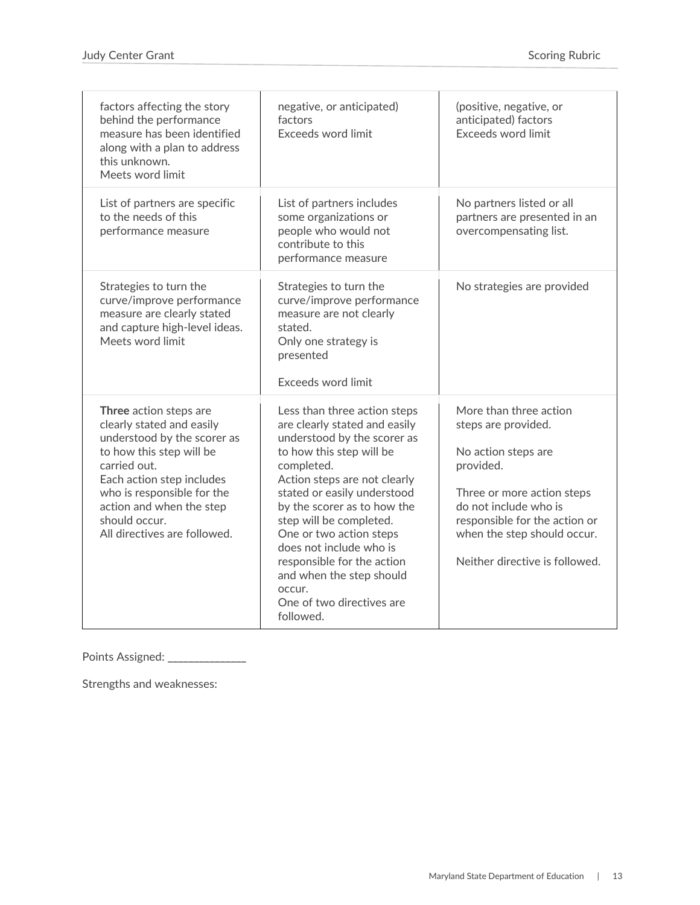| | | |
|---|---|---|
| factors affecting the story behind the performance measure has been identified along with a plan to address this unknown.<br>Meets word limit | negative, or anticipated) factors<br>Exceeds word limit | (positive, negative, or anticipated) factors<br>Exceeds word limit |
| List of partners are specific to the needs of this performance measure | List of partners includes some organizations or people who would not contribute to this performance measure | No partners listed or all partners are presented in an overcompensating list. |
| Strategies to turn the curve/improve performance measure are clearly stated and capture high-level ideas.<br>Meets word limit | Strategies to turn the curve/improve performance measure are not clearly stated.<br>Only one strategy is presented<br><br>Exceeds word limit | No strategies are provided |
| **Three** action steps are clearly stated and easily understood by the scorer as to how this step will be carried out.<br>Each action step includes who is responsible for the action and when the step should occur.<br>All directives are followed. | Less than three action steps are clearly stated and easily understood by the scorer as to how this step will be completed.<br>Action steps are not clearly stated or easily understood by the scorer as to how the step will be completed.<br>One or two action steps does not include who is responsible for the action and when the step should occur.<br>One of two directives are followed. | More than three action steps are provided.<br><br>No action steps are provided.<br><br>Three or more action steps do not include who is responsible for the action or when the step should occur.<br><br>Neither directive is followed. |

Points Assigned: ______________

Strengths and weaknesses: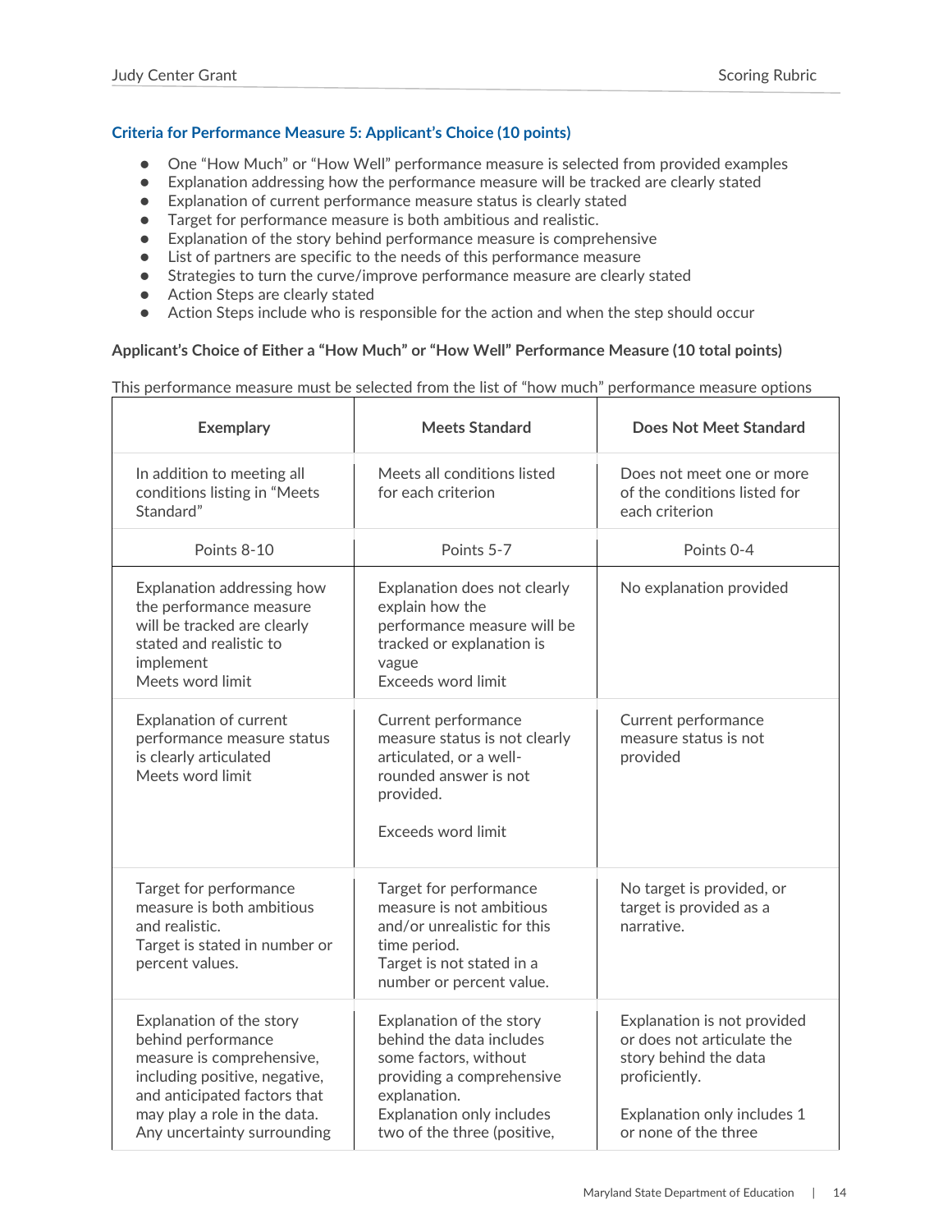### Criteria for Performance Measure 5: Applicant's Choice (10 points)

- One "How Much" or "How Well" performance measure is selected from provided examples
- Explanation addressing how the performance measure will be tracked are clearly stated
- Explanation of current performance measure status is clearly stated
- Target for performance measure is both ambitious and realistic.
- Explanation of the story behind performance measure is comprehensive
- List of partners are specific to the needs of this performance measure
- Strategies to turn the curve/improve performance measure are clearly stated
- Action Steps are clearly stated
- Action Steps include who is responsible for the action and when the step should occur

**Applicant's Choice of Either a "How Much" or "How Well" Performance Measure (10 total points)**

This performance measure must be selected from the list of "how much" performance measure options

| Exemplary | Meets Standard | Does Not Meet Standard |
|---|---|---|
| In addition to meeting all conditions listing in "Meets Standard" | Meets all conditions listed for each criterion | Does not meet one or more of the conditions listed for each criterion |
| Points 8-10 | Points 5-7 | Points 0-4 |
| Explanation addressing how the performance measure will be tracked are clearly stated and realistic to implement<br>Meets word limit | Explanation does not clearly explain how the performance measure will be tracked or explanation is vague<br>Exceeds word limit | No explanation provided |
| Explanation of current performance measure status is clearly articulated<br>Meets word limit | Current performance measure status is not clearly articulated, or a well-rounded answer is not provided.<br><br>Exceeds word limit | Current performance measure status is not provided |
| Target for performance measure is both ambitious and realistic.<br>Target is stated in number or percent values. | Target for performance measure is not ambitious and/or unrealistic for this time period.<br>Target is not stated in a number or percent value. | No target is provided, or target is provided as a narrative. |
| Explanation of the story behind performance measure is comprehensive, including positive, negative, and anticipated factors that may play a role in the data. Any uncertainty surrounding | Explanation of the story behind the data includes some factors, without providing a comprehensive explanation.<br>Explanation only includes two of the three (positive, | Explanation is not provided or does not articulate the story behind the data proficiently.<br><br>Explanation only includes 1 or none of the three |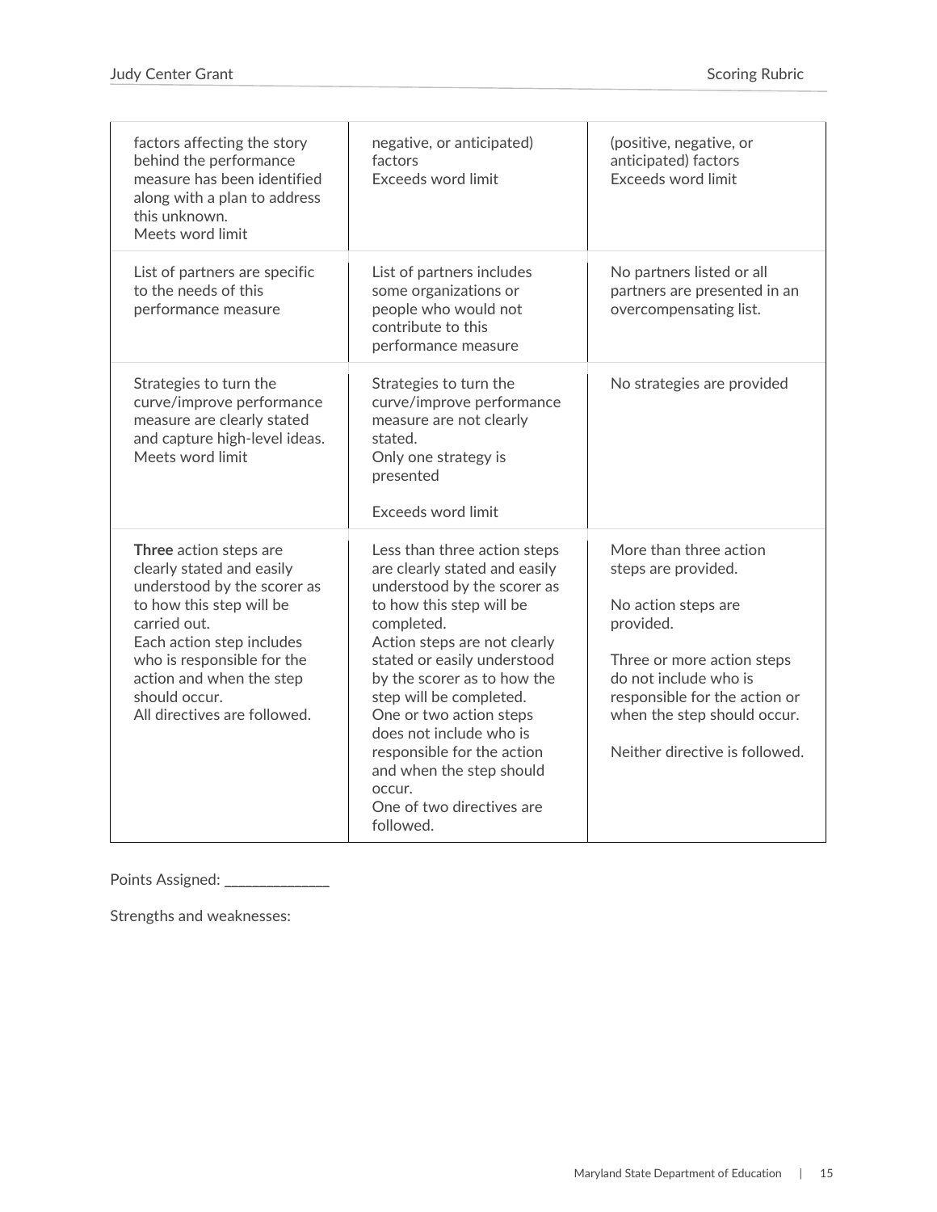| | | |
|---|---|---|
| factors affecting the story behind the performance measure has been identified along with a plan to address this unknown.<br>Meets word limit | negative, or anticipated) factors<br>Exceeds word limit | (positive, negative, or anticipated) factors<br>Exceeds word limit |
| List of partners are specific to the needs of this performance measure | List of partners includes some organizations or people who would not contribute to this performance measure | No partners listed or all partners are presented in an overcompensating list. |
| Strategies to turn the curve/improve performance measure are clearly stated and capture high-level ideas.<br>Meets word limit | Strategies to turn the curve/improve performance measure are not clearly stated.<br>Only one strategy is presented<br><br>Exceeds word limit | No strategies are provided |
| **Three** action steps are clearly stated and easily understood by the scorer as to how this step will be carried out.<br>Each action step includes who is responsible for the action and when the step should occur.<br>All directives are followed. | Less than three action steps are clearly stated and easily understood by the scorer as to how this step will be completed.<br>Action steps are not clearly stated or easily understood by the scorer as to how the step will be completed.<br>One or two action steps does not include who is responsible for the action and when the step should occur.<br>One of two directives are followed. | More than three action steps are provided.<br><br>No action steps are provided.<br><br>Three or more action steps do not include who is responsible for the action or when the step should occur.<br><br>Neither directive is followed. |

Points Assigned: ______________

Strengths and weaknesses: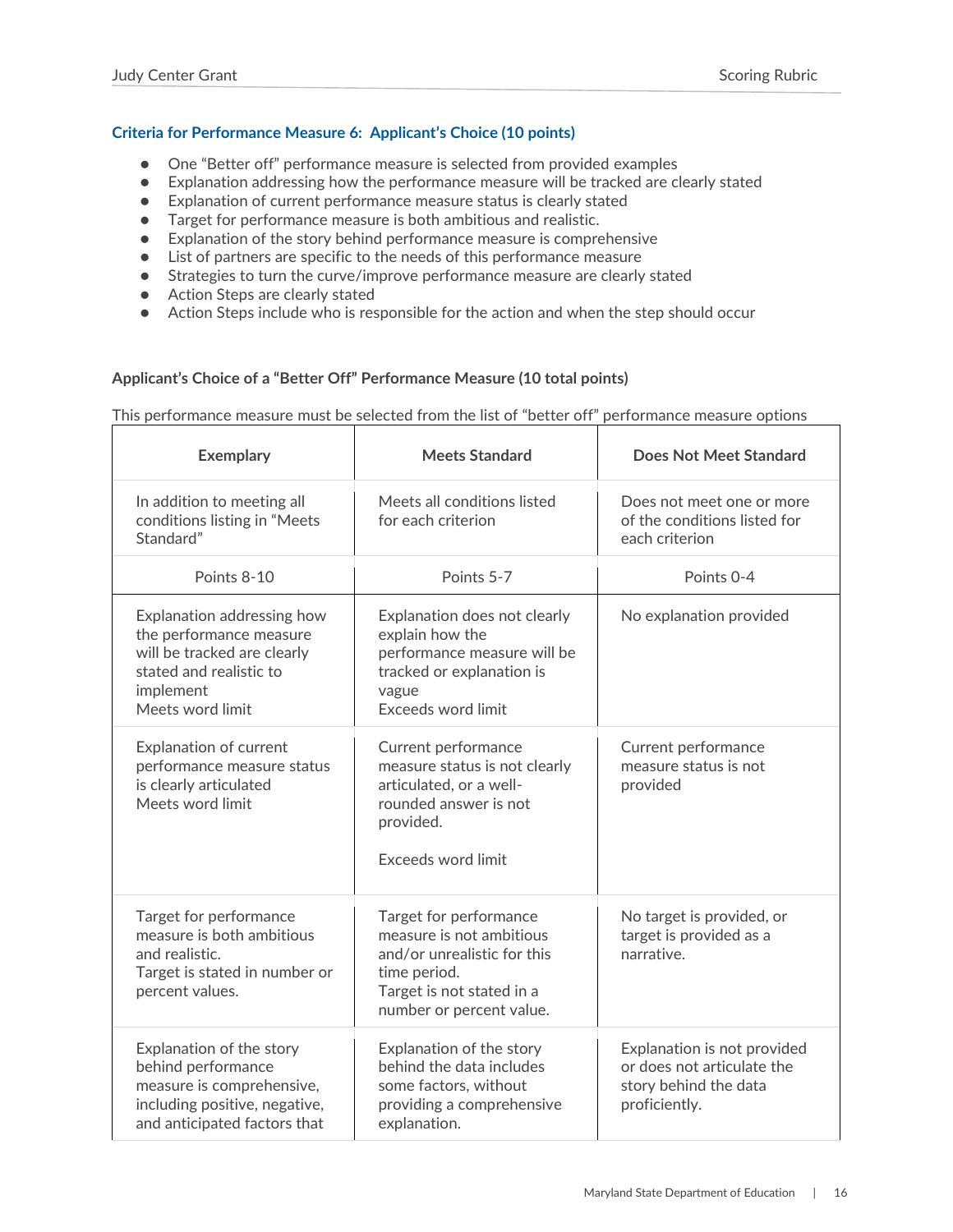### Criteria for Performance Measure 6: Applicant's Choice (10 points)

- One "Better off" performance measure is selected from provided examples
- Explanation addressing how the performance measure will be tracked are clearly stated
- Explanation of current performance measure status is clearly stated
- Target for performance measure is both ambitious and realistic.
- Explanation of the story behind performance measure is comprehensive
- List of partners are specific to the needs of this performance measure
- Strategies to turn the curve/improve performance measure are clearly stated
- Action Steps are clearly stated
- Action Steps include who is responsible for the action and when the step should occur

**Applicant's Choice of a "Better Off" Performance Measure (10 total points)**

This performance measure must be selected from the list of "better off" performance measure options

| Exemplary | Meets Standard | Does Not Meet Standard |
|---|---|---|
| In addition to meeting all conditions listing in "Meets Standard" | Meets all conditions listed for each criterion | Does not meet one or more of the conditions listed for each criterion |
| Points 8-10 | Points 5-7 | Points 0-4 |
| Explanation addressing how the performance measure will be tracked are clearly stated and realistic to implement<br>Meets word limit | Explanation does not clearly explain how the performance measure will be tracked or explanation is vague<br>Exceeds word limit | No explanation provided |
| Explanation of current performance measure status is clearly articulated<br>Meets word limit | Current performance measure status is not clearly articulated, or a well-rounded answer is not provided.<br><br>Exceeds word limit | Current performance measure status is not provided |
| Target for performance measure is both ambitious and realistic.<br>Target is stated in number or percent values. | Target for performance measure is not ambitious and/or unrealistic for this time period.<br>Target is not stated in a number or percent value. | No target is provided, or target is provided as a narrative. |
| Explanation of the story behind performance measure is comprehensive, including positive, negative, and anticipated factors that | Explanation of the story behind the data includes some factors, without providing a comprehensive explanation. | Explanation is not provided or does not articulate the story behind the data proficiently. |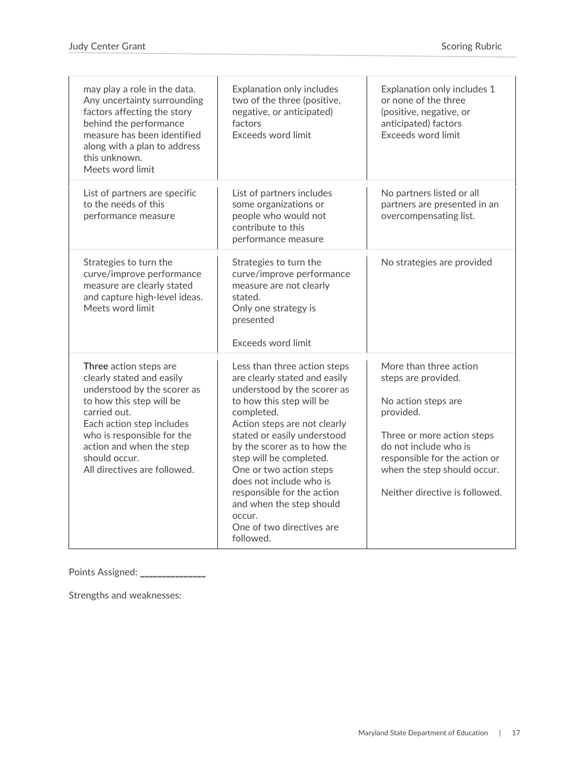| | | |
|---|---|---|
| may play a role in the data. Any uncertainty surrounding factors affecting the story behind the performance measure has been identified along with a plan to address this unknown.<br>Meets word limit | Explanation only includes two of the three (positive, negative, or anticipated) factors<br>Exceeds word limit | Explanation only includes 1 or none of the three (positive, negative, or anticipated) factors<br>Exceeds word limit |
| List of partners are specific to the needs of this performance measure | List of partners includes some organizations or people who would not contribute to this performance measure | No partners listed or all partners are presented in an overcompensating list. |
| Strategies to turn the curve/improve performance measure are clearly stated and capture high-level ideas.<br>Meets word limit | Strategies to turn the curve/improve performance measure are not clearly stated.<br>Only one strategy is presented<br><br>Exceeds word limit | No strategies are provided |
| **Three** action steps are clearly stated and easily understood by the scorer as to how this step will be carried out.<br>Each action step includes who is responsible for the action and when the step should occur.<br>All directives are followed. | Less than three action steps are clearly stated and easily understood by the scorer as to how this step will be completed.<br>Action steps are not clearly stated or easily understood by the scorer as to how the step will be completed.<br>One or two action steps does not include who is responsible for the action and when the step should occur.<br>One of two directives are followed. | More than three action steps are provided.<br><br>No action steps are provided.<br><br>Three or more action steps do not include who is responsible for the action or when the step should occur.<br><br>Neither directive is followed. |

Points Assigned: ______________

Strengths and weaknesses: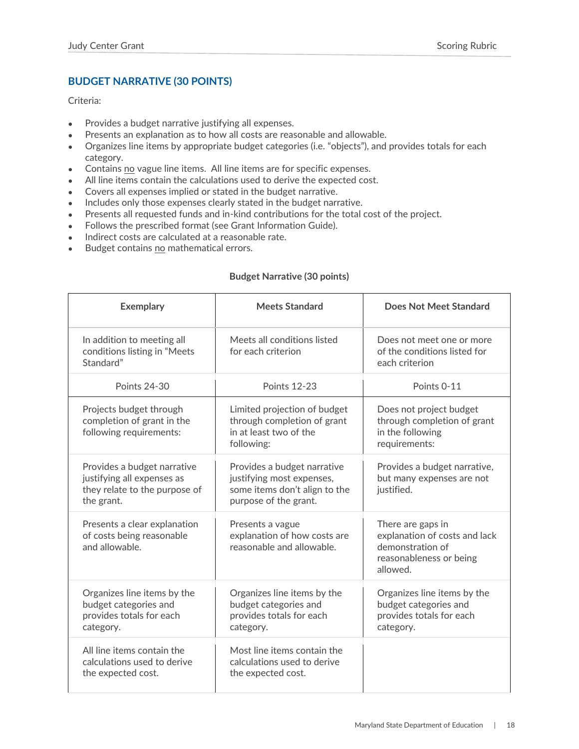## BUDGET NARRATIVE (30 POINTS)

Criteria:

- Provides a budget narrative justifying all expenses.
- Presents an explanation as to how all costs are reasonable and allowable.
- Organizes line items by appropriate budget categories (i.e. "objects"), and provides totals for each category.
- Contains no vague line items. All line items are for specific expenses.
- All line items contain the calculations used to derive the expected cost.
- Covers all expenses implied or stated in the budget narrative.
- Includes only those expenses clearly stated in the budget narrative.
- Presents all requested funds and in-kind contributions for the total cost of the project.
- Follows the prescribed format (see Grant Information Guide).
- Indirect costs are calculated at a reasonable rate.
- Budget contains no mathematical errors.

**Budget Narrative (30 points)**

| Exemplary | Meets Standard | Does Not Meet Standard |
|---|---|---|
| In addition to meeting all conditions listing in "Meets Standard" | Meets all conditions listed for each criterion | Does not meet one or more of the conditions listed for each criterion |
| Points 24-30 | Points 12-23 | Points 0-11 |
| Projects budget through completion of grant in the following requirements: | Limited projection of budget through completion of grant in at least two of the following: | Does not project budget through completion of grant in the following requirements: |
| Provides a budget narrative justifying all expenses as they relate to the purpose of the grant. | Provides a budget narrative justifying most expenses, some items don't align to the purpose of the grant. | Provides a budget narrative, but many expenses are not justified. |
| Presents a clear explanation of costs being reasonable and allowable. | Presents a vague explanation of how costs are reasonable and allowable. | There are gaps in explanation of costs and lack demonstration of reasonableness or being allowed. |
| Organizes line items by the budget categories and provides totals for each category. | Organizes line items by the budget categories and provides totals for each category. | Organizes line items by the budget categories and provides totals for each category. |
| All line items contain the calculations used to derive the expected cost. | Most line items contain the calculations used to derive the expected cost. | |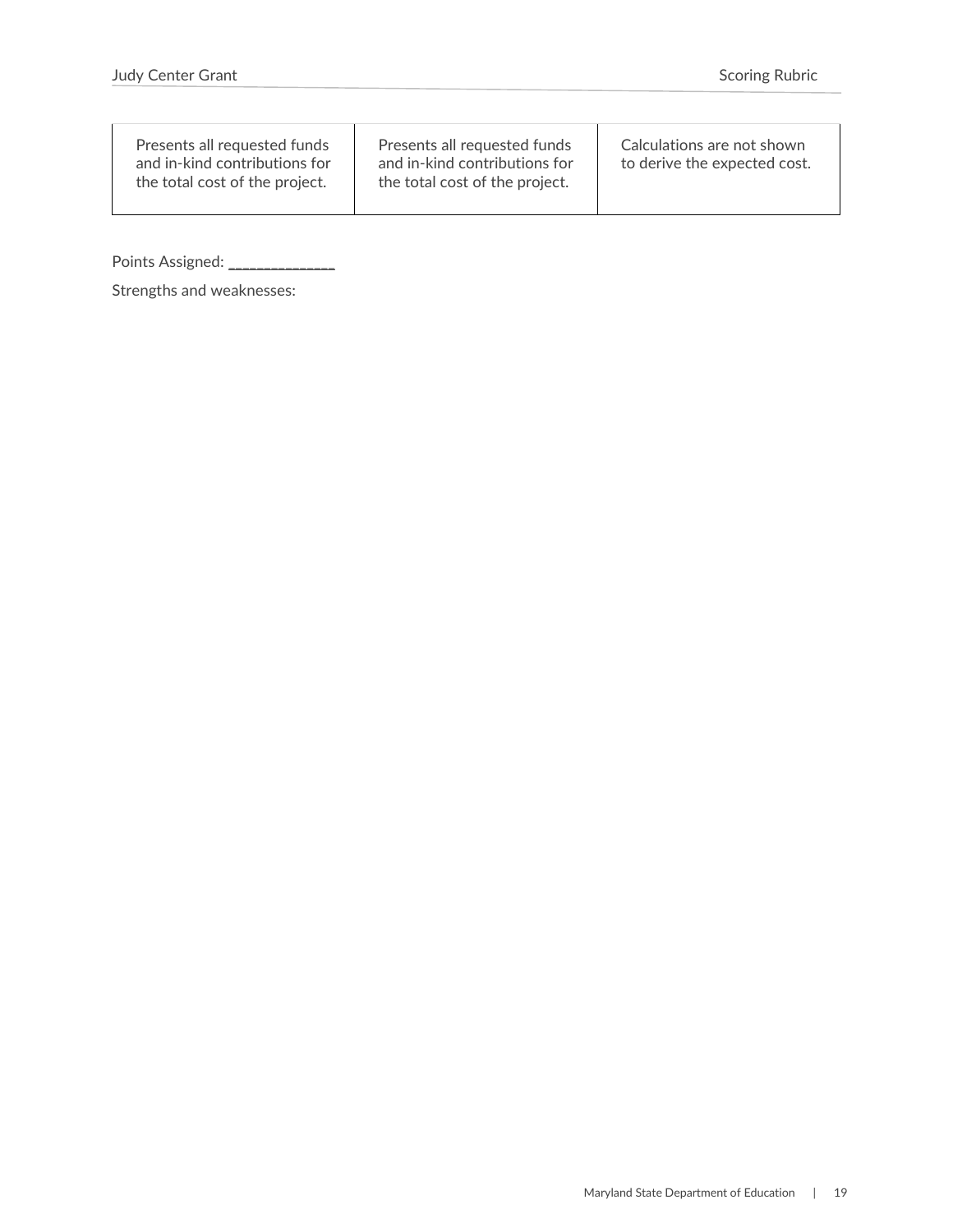| | | |
|---|---|---|
| Presents all requested funds and in-kind contributions for the total cost of the project. | Presents all requested funds and in-kind contributions for the total cost of the project. | Calculations are not shown to derive the expected cost. |

Points Assigned: _____________

Strengths and weaknesses: